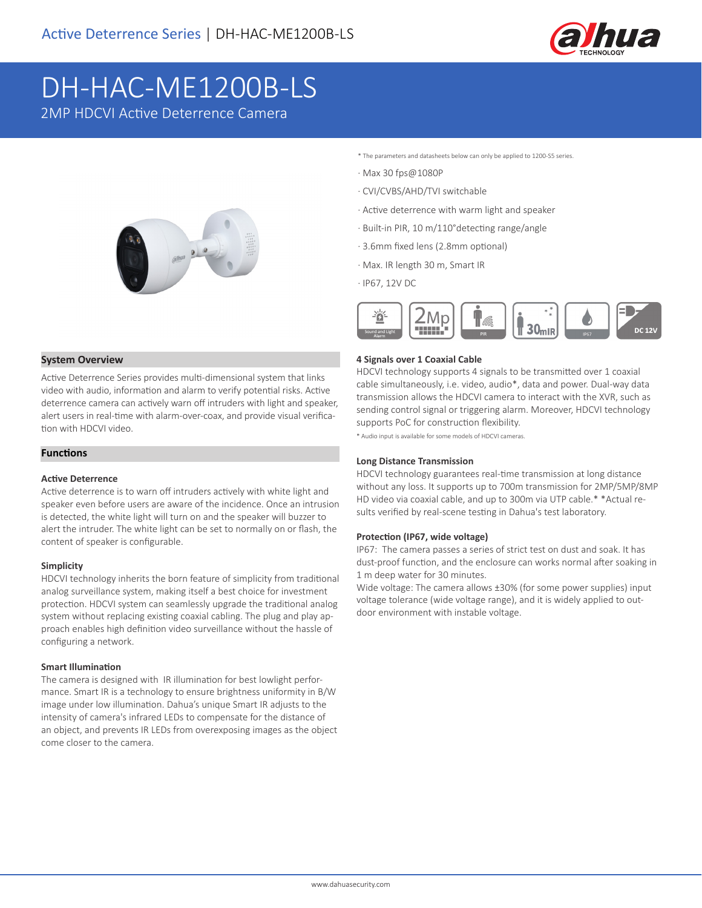Active Deterrence Series | DH-HAC-ME1200B-LS

# DH-HAC-ME1200B-LS

2MP HDCVI Active Deterrence Camera

\* The parameters and datasheets below can only be applied to 1200-S5 series.

- Max 30 fps@1080P
- CVI/CVBS/AHD/TVI switchable
- Active deterrence with warm light and speaker
- Built-in PIR, 10 m/110°detecting range/angle
- 3.6mm fixed lens (2.8mm optional)
- Max. IR length 30 m, Smart IR
- IP67, 12V DC

Sound and Light Alarm · 2Mp · PIR · 30mIR · IP67 · DC 12V

## System Overview

Active Deterrence Series provides multi-dimensional system that links video with audio, information and alarm to verify potential risks. Active deterrence camera can actively warn off intruders with light and speaker, alert users in real-time with alarm-over-coax, and provide visual verification with HDCVI video.

## Functions

### Active Deterrence

Active deterrence is to warn off intruders actively with white light and speaker even before users are aware of the incidence. Once an intrusion is detected, the white light will turn on and the speaker will buzzer to alert the intruder. The white light can be set to normally on or flash, the content of speaker is configurable.

### Simplicity

HDCVI technology inherits the born feature of simplicity from traditional analog surveillance system, making itself a best choice for investment protection. HDCVI system can seamlessly upgrade the traditional analog system without replacing existing coaxial cabling. The plug and play approach enables high definition video surveillance without the hassle of configuring a network.

### Smart Illumination

The camera is designed with IR illumination for best lowlight performance. Smart IR is a technology to ensure brightness uniformity in B/W image under low illumination. Dahua's unique Smart IR adjusts to the intensity of camera's infrared LEDs to compensate for the distance of an object, and prevents IR LEDs from overexposing images as the object come closer to the camera.

### 4 Signals over 1 Coaxial Cable

HDCVI technology supports 4 signals to be transmitted over 1 coaxial cable simultaneously, i.e. video, audio*, data and power. Dual-way data transmission allows the HDCVI camera to interact with the XVR, such as sending control signal or triggering alarm. Moreover, HDCVI technology supports PoC for construction flexibility.

\* Audio input is available for some models of HDCVI cameras.

### Long Distance Transmission

HDCVI technology guarantees real-time transmission at long distance without any loss. It supports up to 700m transmission for 2MP/5MP/8MP HD video via coaxial cable, and up to 300m via UTP cable.* *Actual results verified by real-scene testing in Dahua's test laboratory.

### Protection (IP67, wide voltage)

IP67: The camera passes a series of strict test on dust and soak. It has dust-proof function, and the enclosure can works normal after soaking in 1 m deep water for 30 minutes.

Wide voltage: The camera allows ±30% (for some power supplies) input voltage tolerance (wide voltage range), and it is widely applied to outdoor environment with instable voltage.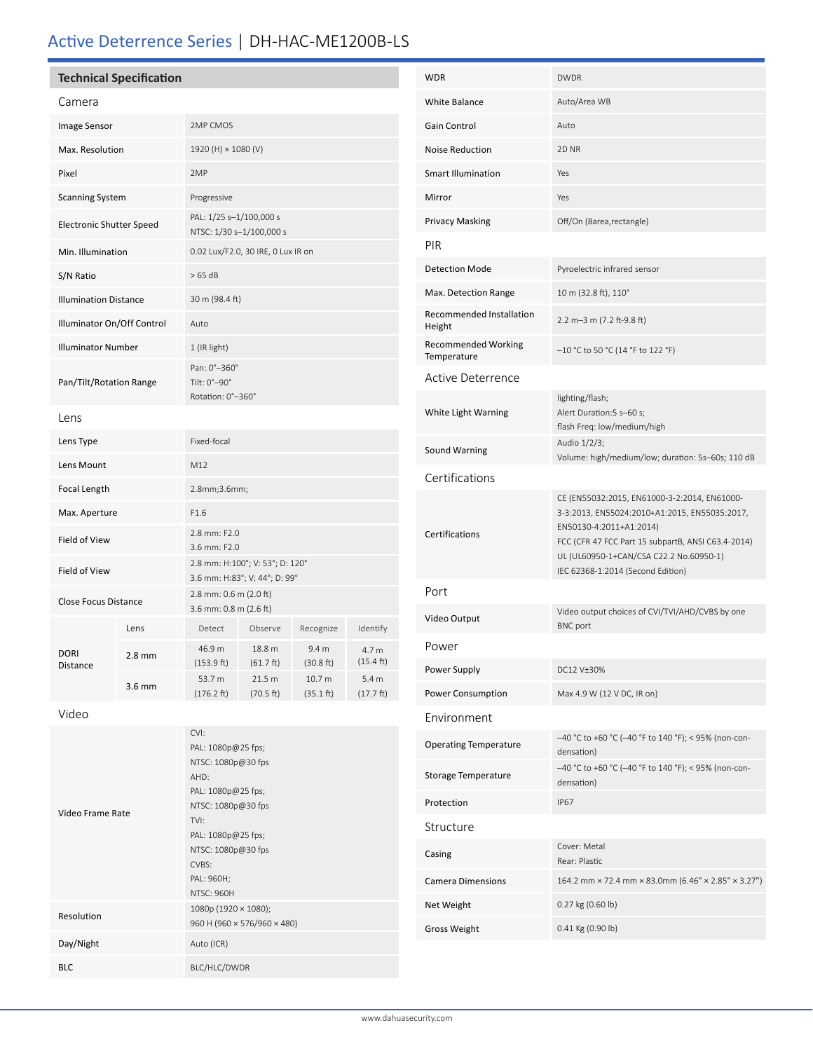# Active Deterrence Series | DH-HAC-ME1200B-LS

## Technical Specification

### Camera

| | |
|---|---|
| Image Sensor | 2MP CMOS |
| Max. Resolution | 1920 (H) × 1080 (V) |
| Pixel | 2MP |
| Scanning System | Progressive |
| Electronic Shutter Speed | PAL: 1/25 s–1/100,000 s<br>NTSC: 1/30 s–1/100,000 s |
| Min. Illumination | 0.02 Lux/F2.0, 30 IRE, 0 Lux IR on |
| S/N Ratio | > 65 dB |
| Illumination Distance | 30 m (98.4 ft) |
| Illuminator On/Off Control | Auto |
| Illuminator Number | 1 (IR light) |
| Pan/Tilt/Rotation Range | Pan: 0°–360°<br>Tilt: 0°–90°<br>Rotation: 0°–360° |

### Lens

| | | | | | |
|---|---|---|---|---|---|
| Lens Type | Fixed-focal | | | | |
| Lens Mount | M12 | | | | |
| Focal Length | 2.8mm;3.6mm; | | | | |
| Max. Aperture | F1.6 | | | | |
| Field of View | 2.8 mm: F2.0<br>3.6 mm: F2.0 | | | | |
| Field of View | 2.8 mm: H:100°; V: 53°; D: 120°<br>3.6 mm: H:83°; V: 44°; D: 99° | | | | |
| Close Focus Distance | 2.8 mm: 0.6 m (2.0 ft)<br>3.6 mm: 0.8 m (2.6 ft) | | | | |
| DORI Distance | Lens | Detect | Observe | Recognize | Identify |
| | 2.8 mm | 46.9 m (153.9 ft) | 18.8 m (61.7 ft) | 9.4 m (30.8 ft) | 4.7 m (15.4 ft) |
| | 3.6 mm | 53.7 m (176.2 ft) | 21.5 m (70.5 ft) | 10.7 m (35.1 ft) | 5.4 m (17.7 ft) |

### Video

| | |
|---|---|
| Video Frame Rate | CVI:<br>PAL: 1080p@25 fps;<br>NTSC: 1080p@30 fps<br>AHD:<br>PAL: 1080p@25 fps;<br>NTSC: 1080p@30 fps<br>TVI:<br>PAL: 1080p@25 fps;<br>NTSC: 1080p@30 fps<br>CVBS:<br>PAL: 960H;<br>NTSC: 960H |
| Resolution | 1080p (1920 × 1080);<br>960 H (960 × 576/960 × 480) |
| Day/Night | Auto (ICR) |
| BLC | BLC/HLC/DWDR |
| WDR | DWDR |
| White Balance | Auto/Area WB |
| Gain Control | Auto |
| Noise Reduction | 2D NR |
| Smart Illumination | Yes |
| Mirror | Yes |
| Privacy Masking | Off/On (8area,rectangle) |

### PIR

| | |
|---|---|
| Detection Mode | Pyroelectric infrared sensor |
| Max. Detection Range | 10 m (32.8 ft), 110° |
| Recommended Installation Height | 2.2 m–3 m (7.2 ft-9.8 ft) |
| Recommended Working Temperature | –10 °C to 50 °C (14 °F to 122 °F) |

### Active Deterrence

| | |
|---|---|
| White Light Warning | lighting/flash;<br>Alert Duration:5 s–60 s;<br>flash Freq: low/medium/high |
| Sound Warning | Audio 1/2/3;<br>Volume: high/medium/low; duration: 5s–60s; 110 dB |

### Certifications

| | |
|---|---|
| Certifications | CE (EN55032:2015, EN61000-3-2:2014, EN61000-3-3:2013, EN55024:2010+A1:2015, EN55035:2017, EN50130-4:2011+A1:2014)<br>FCC (CFR 47 FCC Part 15 subpartB, ANSI C63.4-2014)<br>UL (UL60950-1+CAN/CSA C22.2 No.60950-1)<br>IEC 62368-1:2014 (Second Edition) |

### Port

| | |
|---|---|
| Video Output | Video output choices of CVI/TVI/AHD/CVBS by one BNC port |

### Power

| | |
|---|---|
| Power Supply | DC12 V±30% |
| Power Consumption | Max 4.9 W (12 V DC, IR on) |

### Environment

| | |
|---|---|
| Operating Temperature | –40 °C to +60 °C (–40 °F to 140 °F); < 95% (non-condensation) |
| Storage Temperature | –40 °C to +60 °C (–40 °F to 140 °F); < 95% (non-condensation) |
| Protection | IP67 |

### Structure

| | |
|---|---|
| Casing | Cover: Metal<br>Rear: Plastic |
| Camera Dimensions | 164.2 mm × 72.4 mm × 83.0mm (6.46" × 2.85" × 3.27") |
| Net Weight | 0.27 kg (0.60 lb) |
| Gross Weight | 0.41 Kg (0.90 lb) |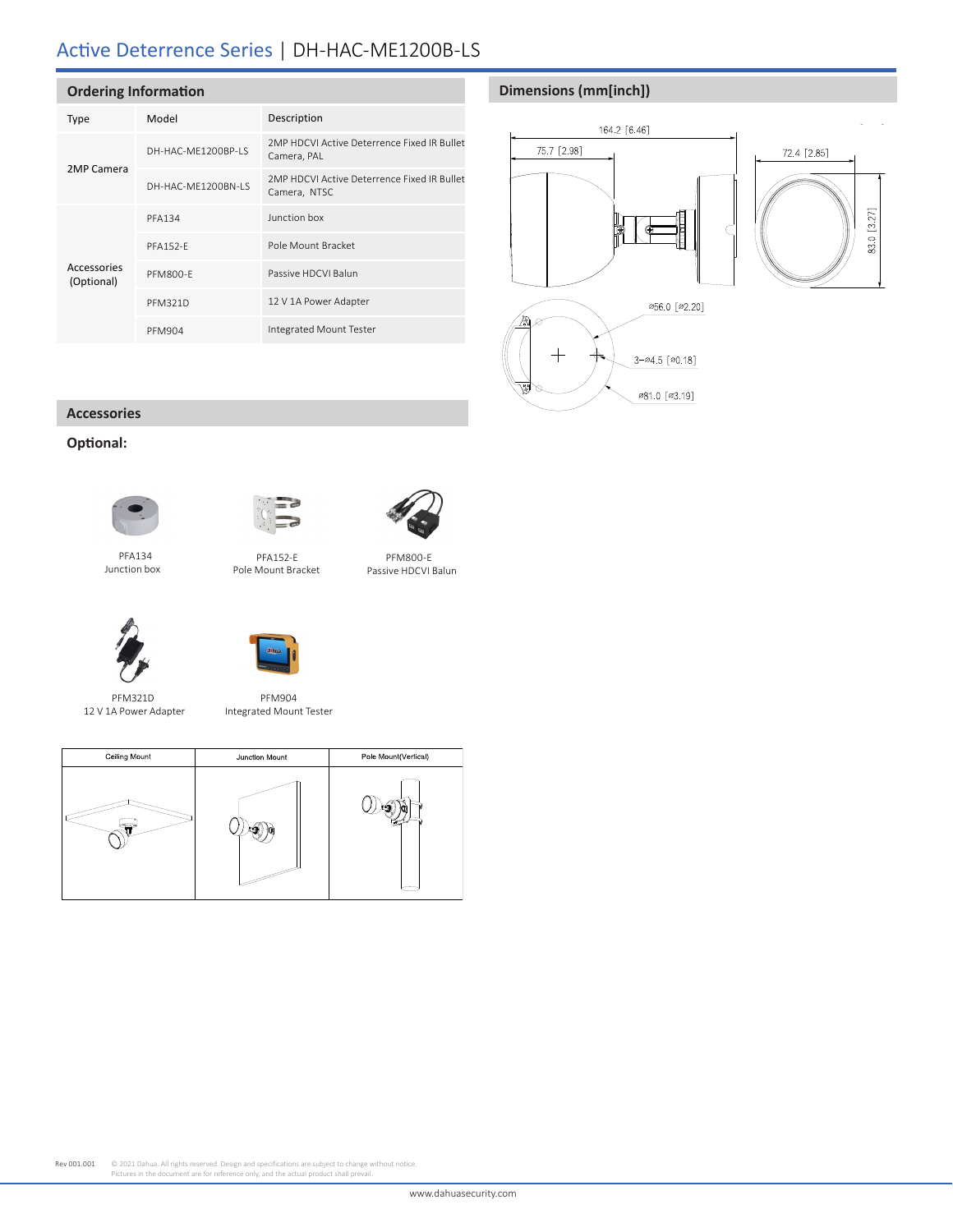# Active Deterrence Series | DH-HAC-ME1200B-LS

## Ordering Information

| Type | Model | Description |
|---|---|---|
| 2MP Camera | DH-HAC-ME1200BP-LS | 2MP HDCVI Active Deterrence Fixed IR Bullet Camera, PAL |
| | DH-HAC-ME1200BN-LS | 2MP HDCVI Active Deterrence Fixed IR Bullet Camera, NTSC |
| Accessories (Optional) | PFA134 | Junction box |
| | PFA152-E | Pole Mount Bracket |
| | PFM800-E | Passive HDCVI Balun |
| | PFM321D | 12 V 1A Power Adapter |
| | PFM904 | Integrated Mount Tester |

## Dimensions (mm[inch])

164.2 [6.46]
75.7 [2.98]
72.4 [2.85]
83.0 [3.27]
⌀56.0 [⌀2.20]
3−⌀4.5 [⌀0.18]
⌀81.0 [⌀3.19]

## Accessories

### Optional:

PFA134
Junction box

PFA152-E
Pole Mount Bracket

PFM800-E
Passive HDCVI Balun

PFM321D
12 V 1A Power Adapter

PFM904
Integrated Mount Tester

| Ceiling Mount | Junction Mount | Pole Mount(Vertical) |
|---|---|---|
| | | |

Rev 001.001 © 2021 Dahua. All rights reserved. Design and specifications are subject to change without notice. Pictures in the document are for reference only, and the actual product shall prevail.

www.dahuasecurity.com